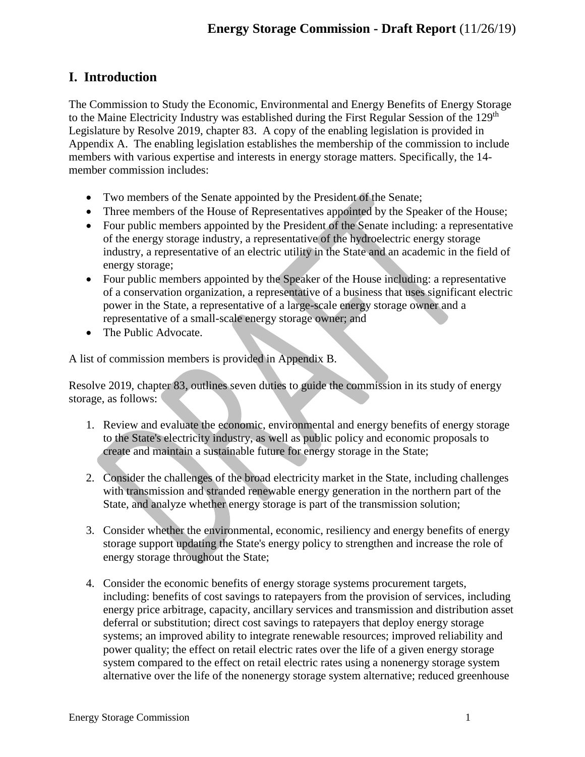# I. Introduction

The Commission to Study the Economic, Environmental and Energy Benefits of Energy Storage to the Maine Electricity Industry was established during the First Regular Session of the 129th Legislature by Resolve 2019, chapter 83. A copy of the enabling legislation is provided in Appendix A. The enabling legislation establishes the membership of the commission to include members with various expertise and interests in energy storage matters. Specifically, the 14-member commission includes:

- Two members of the Senate appointed by the President of the Senate;
- Three members of the House of Representatives appointed by the Speaker of the House;
- Four public members appointed by the President of the Senate including: a representative of the energy storage industry, a representative of the hydroelectric energy storage industry, a representative of an electric utility in the State and an academic in the field of energy storage;
- Four public members appointed by the Speaker of the House including: a representative of a conservation organization, a representative of a business that uses significant electric power in the State, a representative of a large-scale energy storage owner and a representative of a small-scale energy storage owner; and
- The Public Advocate.

A list of commission members is provided in Appendix B.

Resolve 2019, chapter 83, outlines seven duties to guide the commission in its study of energy storage, as follows:

1. Review and evaluate the economic, environmental and energy benefits of energy storage to the State's electricity industry, as well as public policy and economic proposals to create and maintain a sustainable future for energy storage in the State;

2. Consider the challenges of the broad electricity market in the State, including challenges with transmission and stranded renewable energy generation in the northern part of the State, and analyze whether energy storage is part of the transmission solution;

3. Consider whether the environmental, economic, resiliency and energy benefits of energy storage support updating the State's energy policy to strengthen and increase the role of energy storage throughout the State;

4. Consider the economic benefits of energy storage systems procurement targets, including: benefits of cost savings to ratepayers from the provision of services, including energy price arbitrage, capacity, ancillary services and transmission and distribution asset deferral or substitution; direct cost savings to ratepayers that deploy energy storage systems; an improved ability to integrate renewable resources; improved reliability and power quality; the effect on retail electric rates over the life of a given energy storage system compared to the effect on retail electric rates using a nonenergy storage system alternative over the life of the nonenergy storage system alternative; reduced greenhouse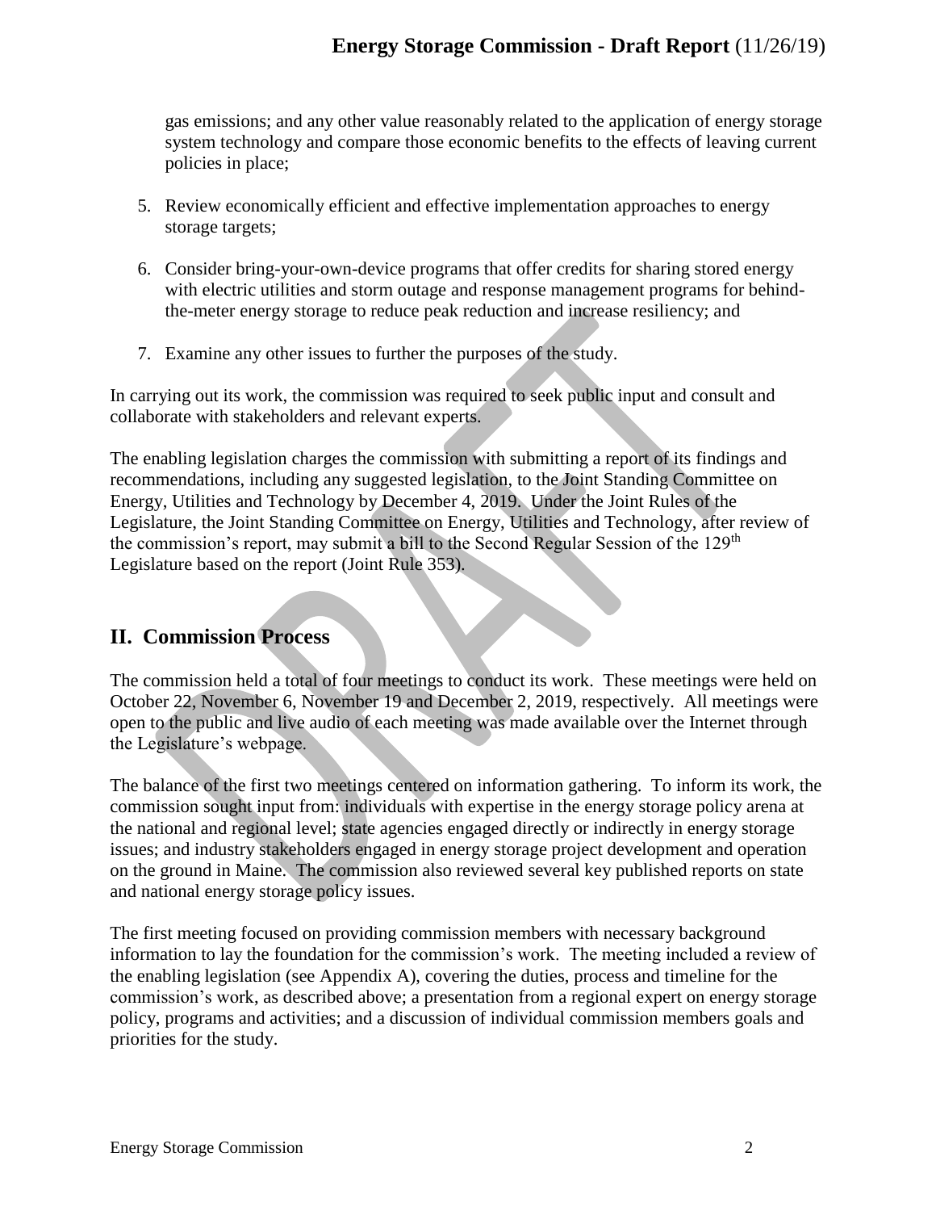gas emissions; and any other value reasonably related to the application of energy storage system technology and compare those economic benefits to the effects of leaving current policies in place;

5. Review economically efficient and effective implementation approaches to energy storage targets;

6. Consider bring-your-own-device programs that offer credits for sharing stored energy with electric utilities and storm outage and response management programs for behind-the-meter energy storage to reduce peak reduction and increase resiliency; and

7. Examine any other issues to further the purposes of the study.

In carrying out its work, the commission was required to seek public input and consult and collaborate with stakeholders and relevant experts.

The enabling legislation charges the commission with submitting a report of its findings and recommendations, including any suggested legislation, to the Joint Standing Committee on Energy, Utilities and Technology by December 4, 2019. Under the Joint Rules of the Legislature, the Joint Standing Committee on Energy, Utilities and Technology, after review of the commission's report, may submit a bill to the Second Regular Session of the 129th Legislature based on the report (Joint Rule 353).

## II. Commission Process

The commission held a total of four meetings to conduct its work. These meetings were held on October 22, November 6, November 19 and December 2, 2019, respectively. All meetings were open to the public and live audio of each meeting was made available over the Internet through the Legislature's webpage.

The balance of the first two meetings centered on information gathering. To inform its work, the commission sought input from: individuals with expertise in the energy storage policy arena at the national and regional level; state agencies engaged directly or indirectly in energy storage issues; and industry stakeholders engaged in energy storage project development and operation on the ground in Maine. The commission also reviewed several key published reports on state and national energy storage policy issues.

The first meeting focused on providing commission members with necessary background information to lay the foundation for the commission's work. The meeting included a review of the enabling legislation (see Appendix A), covering the duties, process and timeline for the commission's work, as described above; a presentation from a regional expert on energy storage policy, programs and activities; and a discussion of individual commission members goals and priorities for the study.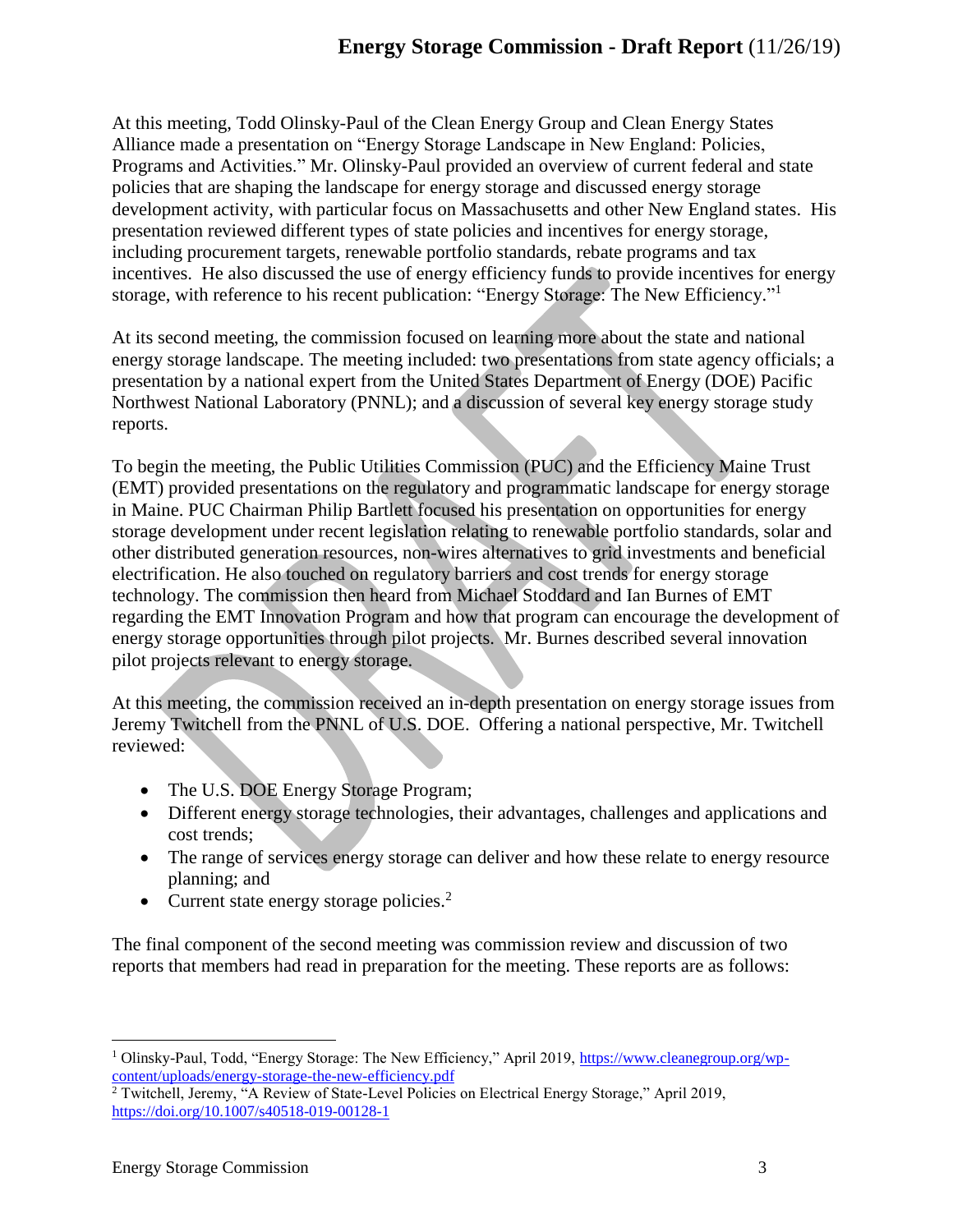At this meeting, Todd Olinsky-Paul of the Clean Energy Group and Clean Energy States Alliance made a presentation on "Energy Storage Landscape in New England: Policies, Programs and Activities." Mr. Olinsky-Paul provided an overview of current federal and state policies that are shaping the landscape for energy storage and discussed energy storage development activity, with particular focus on Massachusetts and other New England states. His presentation reviewed different types of state policies and incentives for energy storage, including procurement targets, renewable portfolio standards, rebate programs and tax incentives. He also discussed the use of energy efficiency funds to provide incentives for energy storage, with reference to his recent publication: "Energy Storage: The New Efficiency."[1]

At its second meeting, the commission focused on learning more about the state and national energy storage landscape. The meeting included: two presentations from state agency officials; a presentation by a national expert from the United States Department of Energy (DOE) Pacific Northwest National Laboratory (PNNL); and a discussion of several key energy storage study reports.

To begin the meeting, the Public Utilities Commission (PUC) and the Efficiency Maine Trust (EMT) provided presentations on the regulatory and programmatic landscape for energy storage in Maine. PUC Chairman Philip Bartlett focused his presentation on opportunities for energy storage development under recent legislation relating to renewable portfolio standards, solar and other distributed generation resources, non-wires alternatives to grid investments and beneficial electrification. He also touched on regulatory barriers and cost trends for energy storage technology. The commission then heard from Michael Stoddard and Ian Burnes of EMT regarding the EMT Innovation Program and how that program can encourage the development of energy storage opportunities through pilot projects. Mr. Burnes described several innovation pilot projects relevant to energy storage.

At this meeting, the commission received an in-depth presentation on energy storage issues from Jeremy Twitchell from the PNNL of U.S. DOE. Offering a national perspective, Mr. Twitchell reviewed:

- The U.S. DOE Energy Storage Program;
- Different energy storage technologies, their advantages, challenges and applications and cost trends;
- The range of services energy storage can deliver and how these relate to energy resource planning; and
- Current state energy storage policies.[2]

The final component of the second meeting was commission review and discussion of two reports that members had read in preparation for the meeting. These reports are as follows:

---

[1] Olinsky-Paul, Todd, "Energy Storage: The New Efficiency," April 2019, https://www.cleanegroup.org/wp-content/uploads/energy-storage-the-new-efficiency.pdf

[2] Twitchell, Jeremy, "A Review of State-Level Policies on Electrical Energy Storage," April 2019, https://doi.org/10.1007/s40518-019-00128-1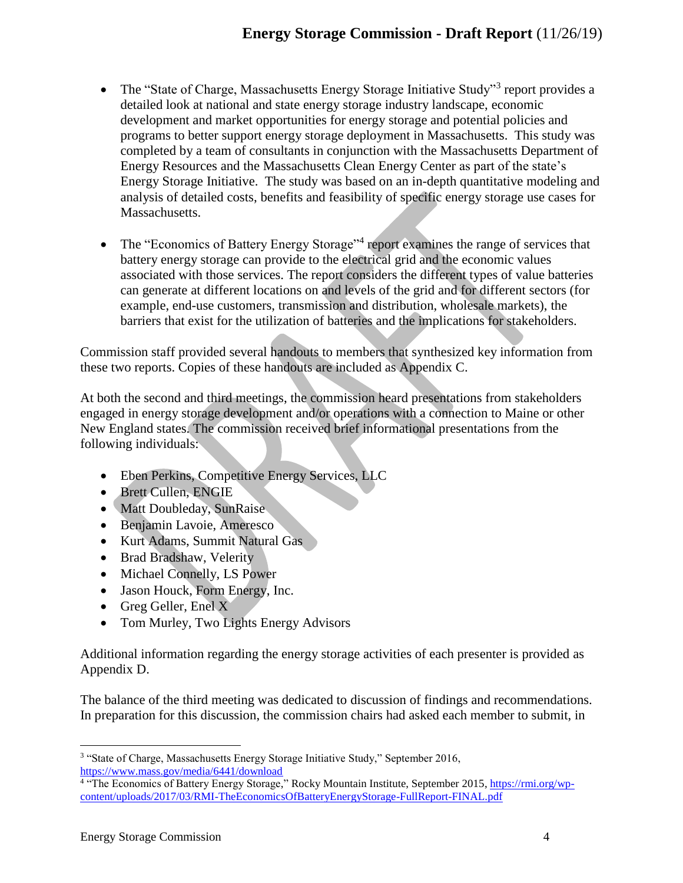- The “State of Charge, Massachusetts Energy Storage Initiative Study”[3] report provides a detailed look at national and state energy storage industry landscape, economic development and market opportunities for energy storage and potential policies and programs to better support energy storage deployment in Massachusetts. This study was completed by a team of consultants in conjunction with the Massachusetts Department of Energy Resources and the Massachusetts Clean Energy Center as part of the state’s Energy Storage Initiative. The study was based on an in-depth quantitative modeling and analysis of detailed costs, benefits and feasibility of specific energy storage use cases for Massachusetts.

- The “Economics of Battery Energy Storage”[4] report examines the range of services that battery energy storage can provide to the electrical grid and the economic values associated with those services. The report considers the different types of value batteries can generate at different locations on and levels of the grid and for different sectors (for example, end-use customers, transmission and distribution, wholesale markets), the barriers that exist for the utilization of batteries and the implications for stakeholders.

Commission staff provided several handouts to members that synthesized key information from these two reports. Copies of these handouts are included as Appendix C.

At both the second and third meetings, the commission heard presentations from stakeholders engaged in energy storage development and/or operations with a connection to Maine or other New England states. The commission received brief informational presentations from the following individuals:

- Eben Perkins, Competitive Energy Services, LLC
- Brett Cullen, ENGIE
- Matt Doubleday, SunRaise
- Benjamin Lavoie, Ameresco
- Kurt Adams, Summit Natural Gas
- Brad Bradshaw, Velerity
- Michael Connelly, LS Power
- Jason Houck, Form Energy, Inc.
- Greg Geller, Enel X
- Tom Murley, Two Lights Energy Advisors

Additional information regarding the energy storage activities of each presenter is provided as Appendix D.

The balance of the third meeting was dedicated to discussion of findings and recommendations. In preparation for this discussion, the commission chairs had asked each member to submit, in

---

[3] “State of Charge, Massachusetts Energy Storage Initiative Study,” September 2016, https://www.mass.gov/media/6441/download

[4] “The Economics of Battery Energy Storage,” Rocky Mountain Institute, September 2015, https://rmi.org/wp-content/uploads/2017/03/RMI-TheEconomicsOfBatteryEnergyStorage-FullReport-FINAL.pdf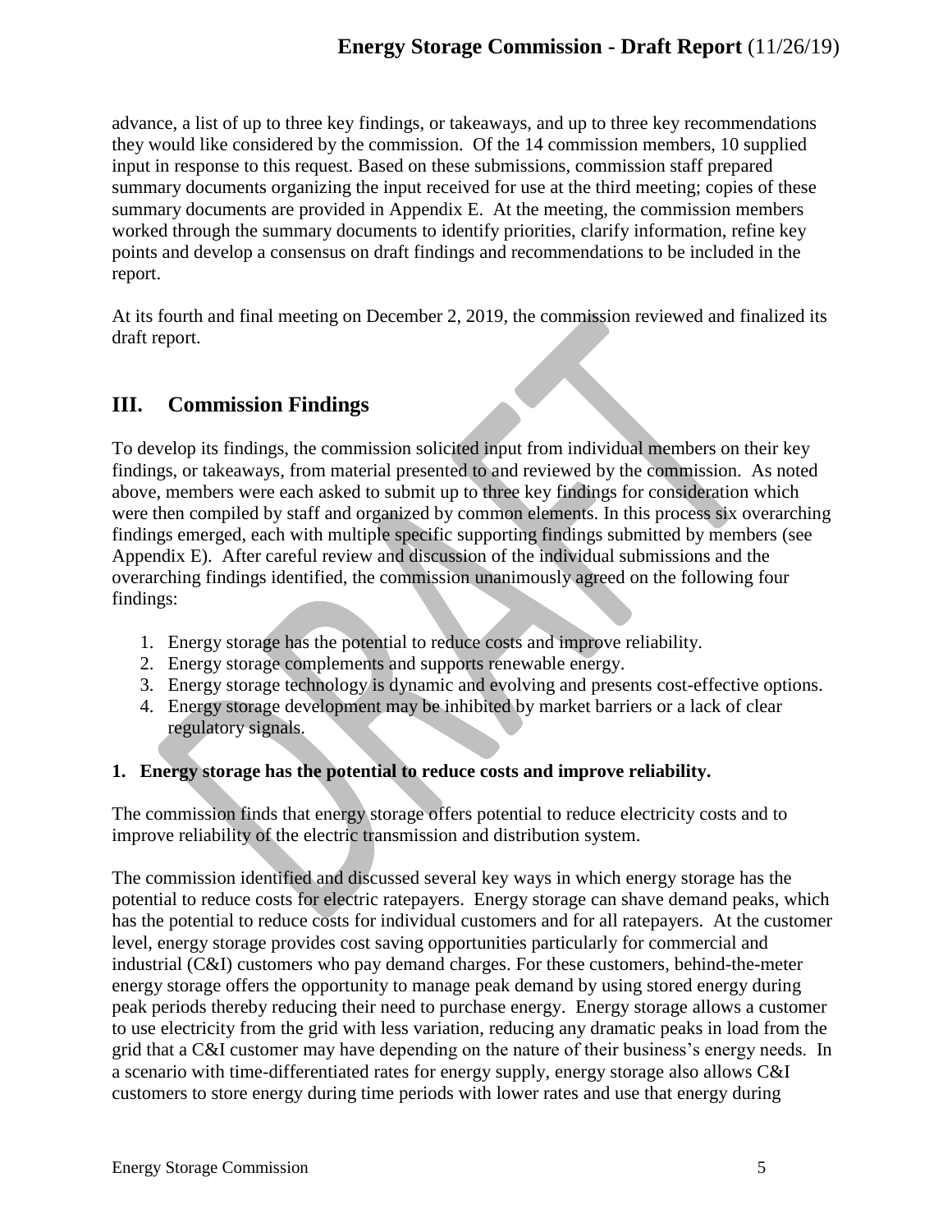advance, a list of up to three key findings, or takeaways, and up to three key recommendations they would like considered by the commission. Of the 14 commission members, 10 supplied input in response to this request. Based on these submissions, commission staff prepared summary documents organizing the input received for use at the third meeting; copies of these summary documents are provided in Appendix E. At the meeting, the commission members worked through the summary documents to identify priorities, clarify information, refine key points and develop a consensus on draft findings and recommendations to be included in the report.

At its fourth and final meeting on December 2, 2019, the commission reviewed and finalized its draft report.

## III. Commission Findings

To develop its findings, the commission solicited input from individual members on their key findings, or takeaways, from material presented to and reviewed by the commission. As noted above, members were each asked to submit up to three key findings for consideration which were then compiled by staff and organized by common elements. In this process six overarching findings emerged, each with multiple specific supporting findings submitted by members (see Appendix E). After careful review and discussion of the individual submissions and the overarching findings identified, the commission unanimously agreed on the following four findings:

1. Energy storage has the potential to reduce costs and improve reliability.
2. Energy storage complements and supports renewable energy.
3. Energy storage technology is dynamic and evolving and presents cost-effective options.
4. Energy storage development may be inhibited by market barriers or a lack of clear regulatory signals.

### 1. Energy storage has the potential to reduce costs and improve reliability.

The commission finds that energy storage offers potential to reduce electricity costs and to improve reliability of the electric transmission and distribution system.

The commission identified and discussed several key ways in which energy storage has the potential to reduce costs for electric ratepayers. Energy storage can shave demand peaks, which has the potential to reduce costs for individual customers and for all ratepayers. At the customer level, energy storage provides cost saving opportunities particularly for commercial and industrial (C&I) customers who pay demand charges. For these customers, behind-the-meter energy storage offers the opportunity to manage peak demand by using stored energy during peak periods thereby reducing their need to purchase energy. Energy storage allows a customer to use electricity from the grid with less variation, reducing any dramatic peaks in load from the grid that a C&I customer may have depending on the nature of their business's energy needs. In a scenario with time-differentiated rates for energy supply, energy storage also allows C&I customers to store energy during time periods with lower rates and use that energy during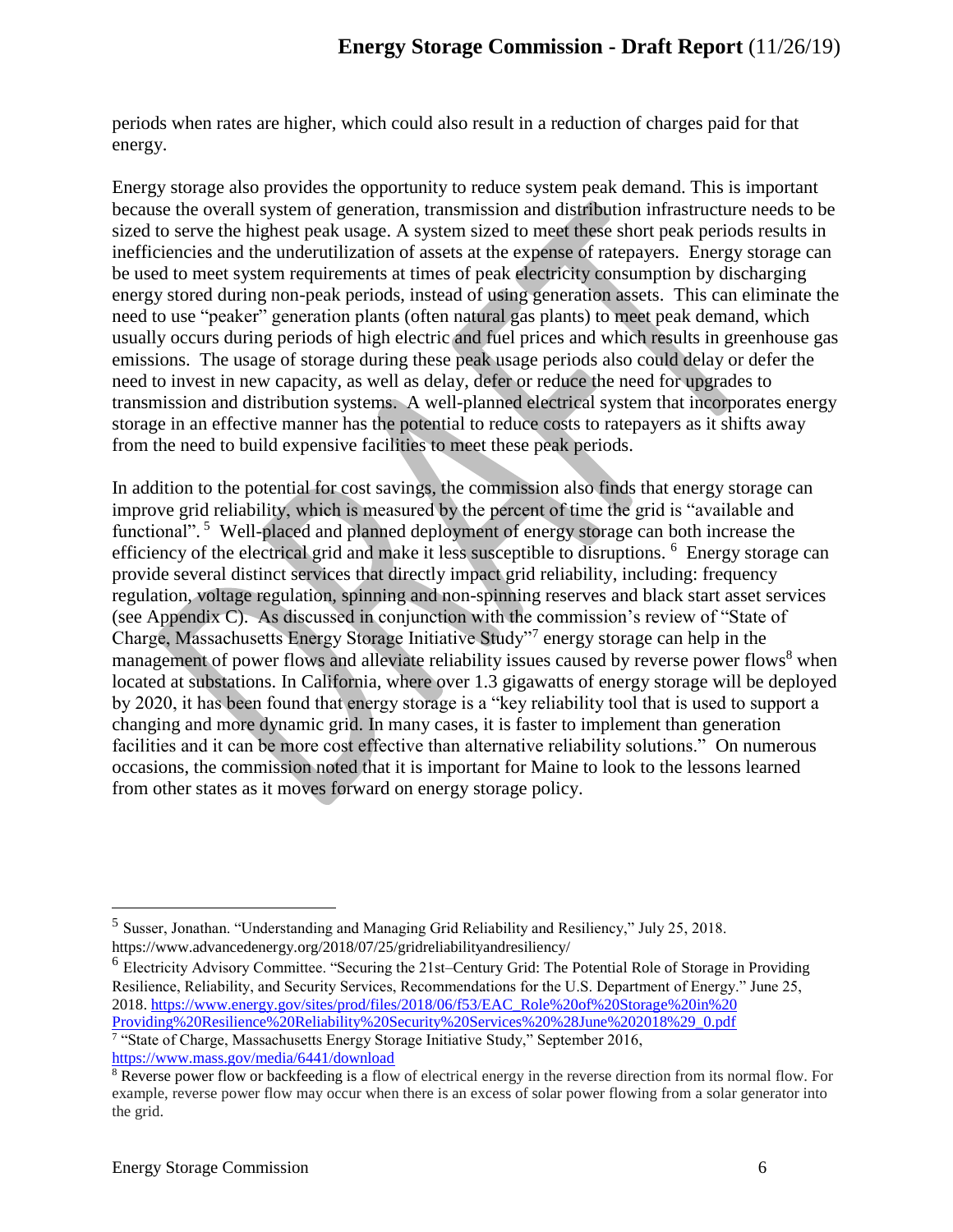periods when rates are higher, which could also result in a reduction of charges paid for that energy.

Energy storage also provides the opportunity to reduce system peak demand. This is important because the overall system of generation, transmission and distribution infrastructure needs to be sized to serve the highest peak usage. A system sized to meet these short peak periods results in inefficiencies and the underutilization of assets at the expense of ratepayers. Energy storage can be used to meet system requirements at times of peak electricity consumption by discharging energy stored during non-peak periods, instead of using generation assets. This can eliminate the need to use "peaker" generation plants (often natural gas plants) to meet peak demand, which usually occurs during periods of high electric and fuel prices and which results in greenhouse gas emissions. The usage of storage during these peak usage periods also could delay or defer the need to invest in new capacity, as well as delay, defer or reduce the need for upgrades to transmission and distribution systems. A well-planned electrical system that incorporates energy storage in an effective manner has the potential to reduce costs to ratepayers as it shifts away from the need to build expensive facilities to meet these peak periods.

In addition to the potential for cost savings, the commission also finds that energy storage can improve grid reliability, which is measured by the percent of time the grid is "available and functional".[5] Well-placed and planned deployment of energy storage can both increase the efficiency of the electrical grid and make it less susceptible to disruptions.[6] Energy storage can provide several distinct services that directly impact grid reliability, including: frequency regulation, voltage regulation, spinning and non-spinning reserves and black start asset services (see Appendix C). As discussed in conjunction with the commission's review of "State of Charge, Massachusetts Energy Storage Initiative Study"[7] energy storage can help in the management of power flows and alleviate reliability issues caused by reverse power flows[8] when located at substations. In California, where over 1.3 gigawatts of energy storage will be deployed by 2020, it has been found that energy storage is a "key reliability tool that is used to support a changing and more dynamic grid. In many cases, it is faster to implement than generation facilities and it can be more cost effective than alternative reliability solutions." On numerous occasions, the commission noted that it is important for Maine to look to the lessons learned from other states as it moves forward on energy storage policy.

---

[5] Susser, Jonathan. "Understanding and Managing Grid Reliability and Resiliency," July 25, 2018. https://www.advancedenergy.org/2018/07/25/gridreliabilityandresiliency/

[6] Electricity Advisory Committee. "Securing the 21st–Century Grid: The Potential Role of Storage in Providing Resilience, Reliability, and Security Services, Recommendations for the U.S. Department of Energy." June 25, 2018. https://www.energy.gov/sites/prod/files/2018/06/f53/EAC_Role%20of%20Storage%20in%20Providing%20Resilience%20Reliability%20Security%20Services%20%28June%202018%29_0.pdf

[7] "State of Charge, Massachusetts Energy Storage Initiative Study," September 2016, https://www.mass.gov/media/6441/download

[8] Reverse power flow or backfeeding is a flow of electrical energy in the reverse direction from its normal flow. For example, reverse power flow may occur when there is an excess of solar power flowing from a solar generator into the grid.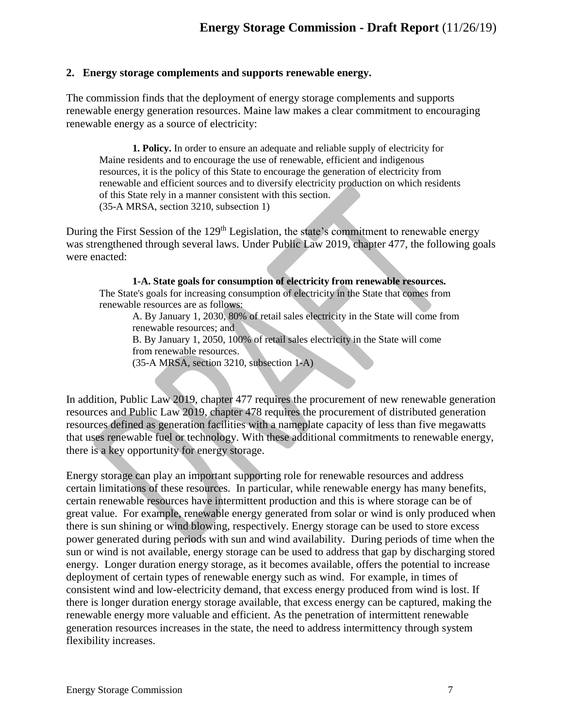## 2. Energy storage complements and supports renewable energy.

The commission finds that the deployment of energy storage complements and supports renewable energy generation resources. Maine law makes a clear commitment to encouraging renewable energy as a source of electricity:

> **1. Policy.** In order to ensure an adequate and reliable supply of electricity for Maine residents and to encourage the use of renewable, efficient and indigenous resources, it is the policy of this State to encourage the generation of electricity from renewable and efficient sources and to diversify electricity production on which residents of this State rely in a manner consistent with this section.
> (35-A MRSA, section 3210, subsection 1)

During the First Session of the 129th Legislation, the state's commitment to renewable energy was strengthened through several laws. Under Public Law 2019, chapter 477, the following goals were enacted:

> **1-A. State goals for consumption of electricity from renewable resources.** The State's goals for increasing consumption of electricity in the State that comes from renewable resources are as follows:
>
> A. By January 1, 2030, 80% of retail sales electricity in the State will come from renewable resources; and
> B. By January 1, 2050, 100% of retail sales electricity in the State will come from renewable resources.
> (35-A MRSA, section 3210, subsection 1-A)

In addition, Public Law 2019, chapter 477 requires the procurement of new renewable generation resources and Public Law 2019, chapter 478 requires the procurement of distributed generation resources defined as generation facilities with a nameplate capacity of less than five megawatts that uses renewable fuel or technology. With these additional commitments to renewable energy, there is a key opportunity for energy storage.

Energy storage can play an important supporting role for renewable resources and address certain limitations of these resources. In particular, while renewable energy has many benefits, certain renewable resources have intermittent production and this is where storage can be of great value. For example, renewable energy generated from solar or wind is only produced when there is sun shining or wind blowing, respectively. Energy storage can be used to store excess power generated during periods with sun and wind availability. During periods of time when the sun or wind is not available, energy storage can be used to address that gap by discharging stored energy. Longer duration energy storage, as it becomes available, offers the potential to increase deployment of certain types of renewable energy such as wind. For example, in times of consistent wind and low-electricity demand, that excess energy produced from wind is lost. If there is longer duration energy storage available, that excess energy can be captured, making the renewable energy more valuable and efficient. As the penetration of intermittent renewable generation resources increases in the state, the need to address intermittency through system flexibility increases.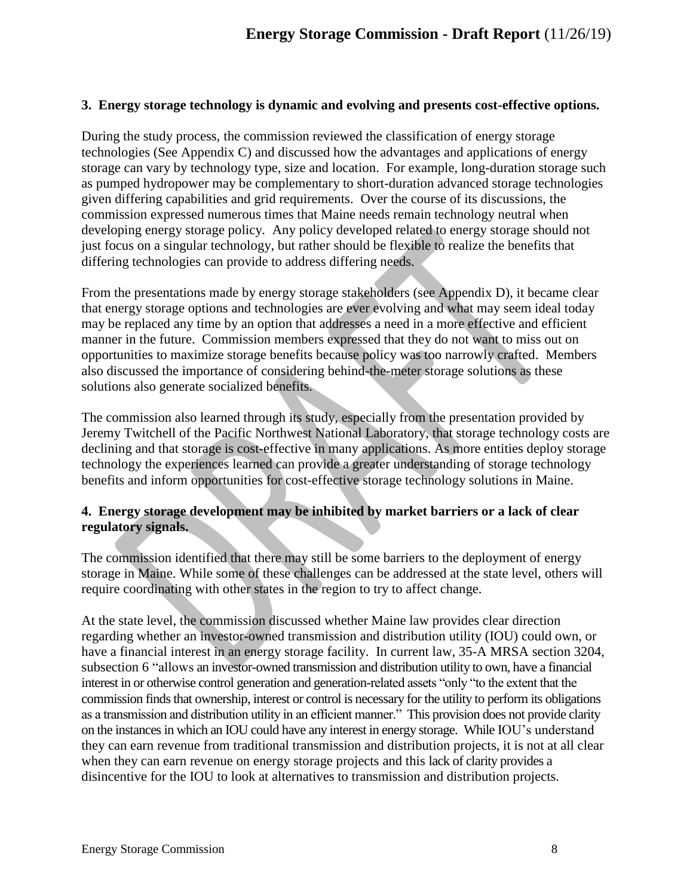**3. Energy storage technology is dynamic and evolving and presents cost-effective options.**

During the study process, the commission reviewed the classification of energy storage technologies (See Appendix C) and discussed how the advantages and applications of energy storage can vary by technology type, size and location. For example, long-duration storage such as pumped hydropower may be complementary to short-duration advanced storage technologies given differing capabilities and grid requirements. Over the course of its discussions, the commission expressed numerous times that Maine needs remain technology neutral when developing energy storage policy. Any policy developed related to energy storage should not just focus on a singular technology, but rather should be flexible to realize the benefits that differing technologies can provide to address differing needs.

From the presentations made by energy storage stakeholders (see Appendix D), it became clear that energy storage options and technologies are ever evolving and what may seem ideal today may be replaced any time by an option that addresses a need in a more effective and efficient manner in the future. Commission members expressed that they do not want to miss out on opportunities to maximize storage benefits because policy was too narrowly crafted. Members also discussed the importance of considering behind-the-meter storage solutions as these solutions also generate socialized benefits.

The commission also learned through its study, especially from the presentation provided by Jeremy Twitchell of the Pacific Northwest National Laboratory, that storage technology costs are declining and that storage is cost-effective in many applications. As more entities deploy storage technology the experiences learned can provide a greater understanding of storage technology benefits and inform opportunities for cost-effective storage technology solutions in Maine.

**4. Energy storage development may be inhibited by market barriers or a lack of clear regulatory signals.**

The commission identified that there may still be some barriers to the deployment of energy storage in Maine. While some of these challenges can be addressed at the state level, others will require coordinating with other states in the region to try to affect change.

At the state level, the commission discussed whether Maine law provides clear direction regarding whether an investor-owned transmission and distribution utility (IOU) could own, or have a financial interest in an energy storage facility. In current law, 35-A MRSA section 3204, subsection 6 "allows an investor-owned transmission and distribution utility to own, have a financial interest in or otherwise control generation and generation-related assets "only "to the extent that the commission finds that ownership, interest or control is necessary for the utility to perform its obligations as a transmission and distribution utility in an efficient manner." This provision does not provide clarity on the instances in which an IOU could have any interest in energy storage. While IOU's understand they can earn revenue from traditional transmission and distribution projects, it is not at all clear when they can earn revenue on energy storage projects and this lack of clarity provides a disincentive for the IOU to look at alternatives to transmission and distribution projects.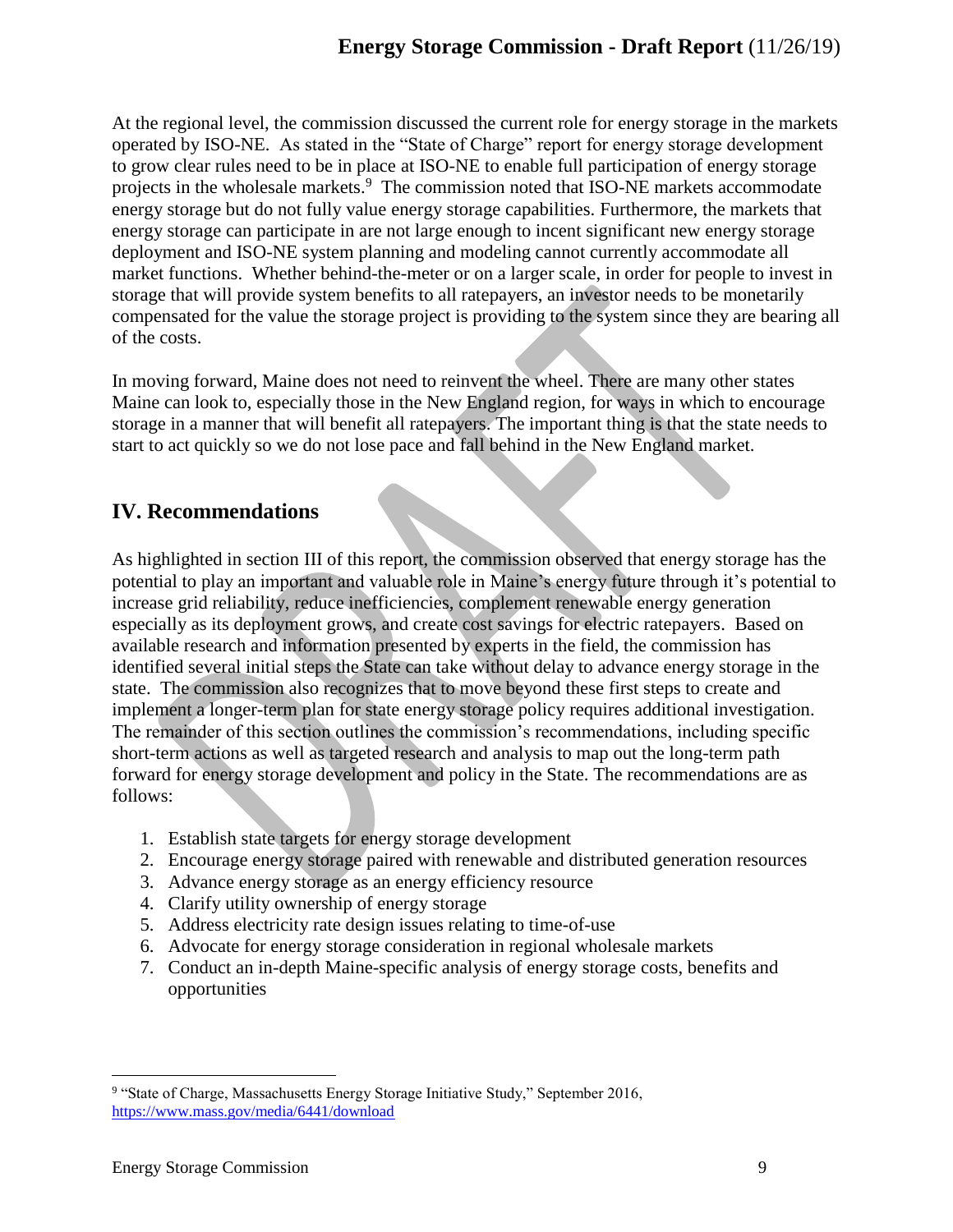At the regional level, the commission discussed the current role for energy storage in the markets operated by ISO-NE. As stated in the "State of Charge" report for energy storage development to grow clear rules need to be in place at ISO-NE to enable full participation of energy storage projects in the wholesale markets.[9] The commission noted that ISO-NE markets accommodate energy storage but do not fully value energy storage capabilities. Furthermore, the markets that energy storage can participate in are not large enough to incent significant new energy storage deployment and ISO-NE system planning and modeling cannot currently accommodate all market functions. Whether behind-the-meter or on a larger scale, in order for people to invest in storage that will provide system benefits to all ratepayers, an investor needs to be monetarily compensated for the value the storage project is providing to the system since they are bearing all of the costs.

In moving forward, Maine does not need to reinvent the wheel. There are many other states Maine can look to, especially those in the New England region, for ways in which to encourage storage in a manner that will benefit all ratepayers. The important thing is that the state needs to start to act quickly so we do not lose pace and fall behind in the New England market.

## IV. Recommendations

As highlighted in section III of this report, the commission observed that energy storage has the potential to play an important and valuable role in Maine's energy future through it's potential to increase grid reliability, reduce inefficiencies, complement renewable energy generation especially as its deployment grows, and create cost savings for electric ratepayers. Based on available research and information presented by experts in the field, the commission has identified several initial steps the State can take without delay to advance energy storage in the state. The commission also recognizes that to move beyond these first steps to create and implement a longer-term plan for state energy storage policy requires additional investigation. The remainder of this section outlines the commission's recommendations, including specific short-term actions as well as targeted research and analysis to map out the long-term path forward for energy storage development and policy in the State. The recommendations are as follows:

1. Establish state targets for energy storage development
2. Encourage energy storage paired with renewable and distributed generation resources
3. Advance energy storage as an energy efficiency resource
4. Clarify utility ownership of energy storage
5. Address electricity rate design issues relating to time-of-use
6. Advocate for energy storage consideration in regional wholesale markets
7. Conduct an in-depth Maine-specific analysis of energy storage costs, benefits and opportunities

---

[9] "State of Charge, Massachusetts Energy Storage Initiative Study," September 2016, https://www.mass.gov/media/6441/download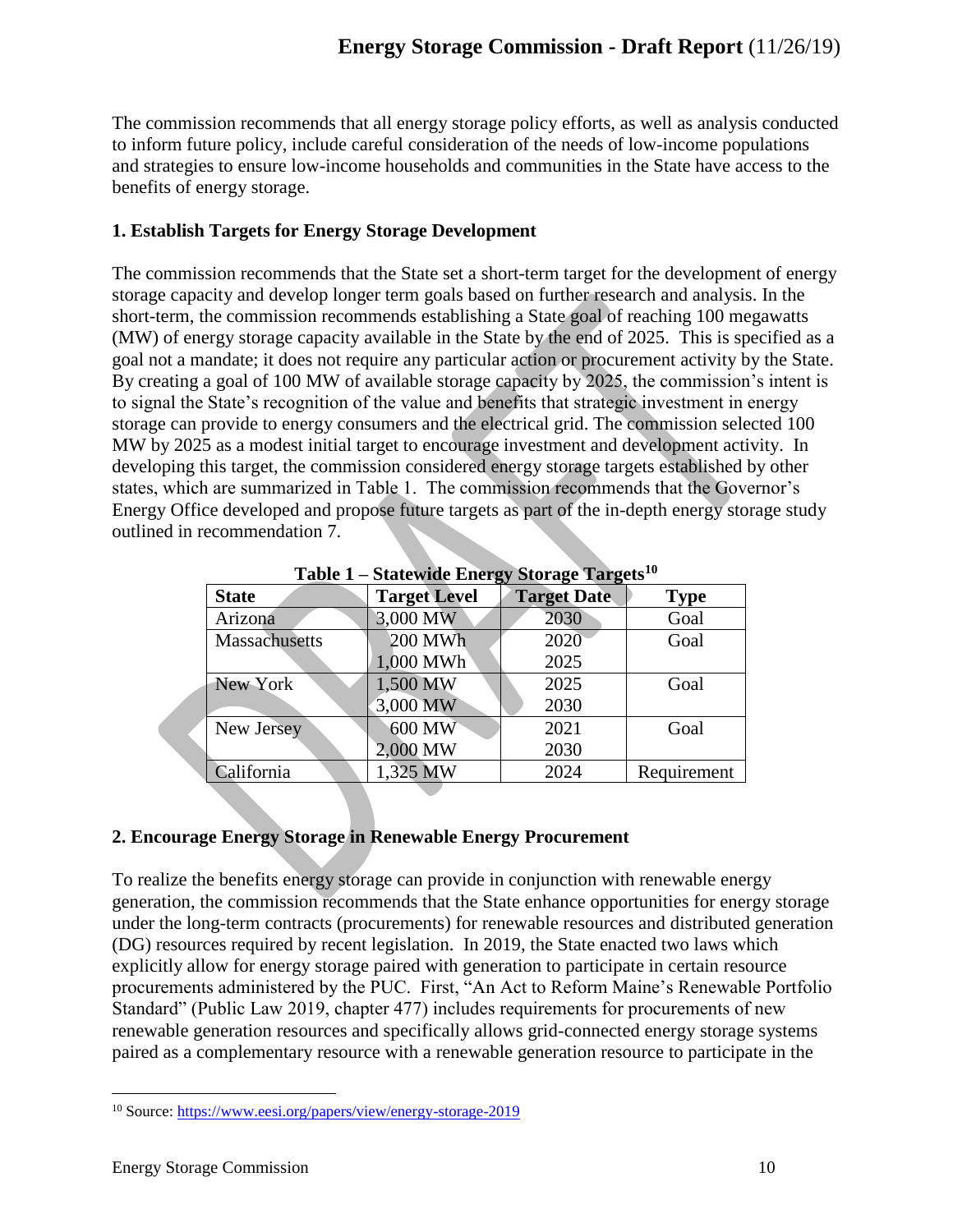The commission recommends that all energy storage policy efforts, as well as analysis conducted to inform future policy, include careful consideration of the needs of low-income populations and strategies to ensure low-income households and communities in the State have access to the benefits of energy storage.

### 1. Establish Targets for Energy Storage Development

The commission recommends that the State set a short-term target for the development of energy storage capacity and develop longer term goals based on further research and analysis. In the short-term, the commission recommends establishing a State goal of reaching 100 megawatts (MW) of energy storage capacity available in the State by the end of 2025. This is specified as a goal not a mandate; it does not require any particular action or procurement activity by the State. By creating a goal of 100 MW of available storage capacity by 2025, the commission's intent is to signal the State's recognition of the value and benefits that strategic investment in energy storage can provide to energy consumers and the electrical grid. The commission selected 100 MW by 2025 as a modest initial target to encourage investment and development activity. In developing this target, the commission considered energy storage targets established by other states, which are summarized in Table 1. The commission recommends that the Governor's Energy Office developed and propose future targets as part of the in-depth energy storage study outlined in recommendation 7.

**Table 1 – Statewide Energy Storage Targets[10]**

| State | Target Level | Target Date | Type |
|---|---|---|---|
| Arizona | 3,000 MW | 2030 | Goal |
| Massachusetts | 200 MWh<br>1,000 MWh | 2020<br>2025 | Goal |
| New York | 1,500 MW<br>3,000 MW | 2025<br>2030 | Goal |
| New Jersey | 600 MW<br>2,000 MW | 2021<br>2030 | Goal |
| California | 1,325 MW | 2024 | Requirement |

### 2. Encourage Energy Storage in Renewable Energy Procurement

To realize the benefits energy storage can provide in conjunction with renewable energy generation, the commission recommends that the State enhance opportunities for energy storage under the long-term contracts (procurements) for renewable resources and distributed generation (DG) resources required by recent legislation. In 2019, the State enacted two laws which explicitly allow for energy storage paired with generation to participate in certain resource procurements administered by the PUC. First, "An Act to Reform Maine's Renewable Portfolio Standard" (Public Law 2019, chapter 477) includes requirements for procurements of new renewable generation resources and specifically allows grid-connected energy storage systems paired as a complementary resource with a renewable generation resource to participate in the

[10] Source: https://www.eesi.org/papers/view/energy-storage-2019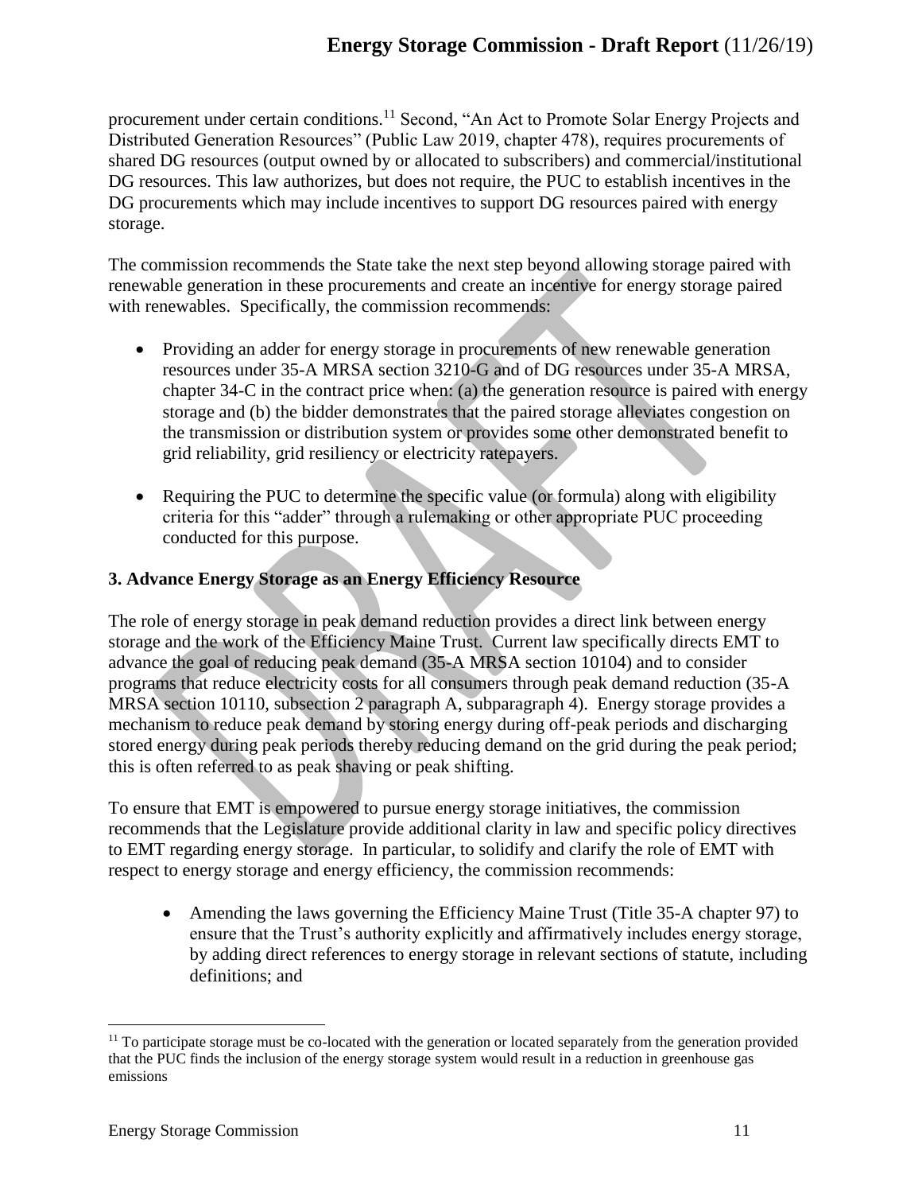procurement under certain conditions.[11] Second, "An Act to Promote Solar Energy Projects and Distributed Generation Resources" (Public Law 2019, chapter 478), requires procurements of shared DG resources (output owned by or allocated to subscribers) and commercial/institutional DG resources. This law authorizes, but does not require, the PUC to establish incentives in the DG procurements which may include incentives to support DG resources paired with energy storage.

The commission recommends the State take the next step beyond allowing storage paired with renewable generation in these procurements and create an incentive for energy storage paired with renewables. Specifically, the commission recommends:

- Providing an adder for energy storage in procurements of new renewable generation resources under 35-A MRSA section 3210-G and of DG resources under 35-A MRSA, chapter 34-C in the contract price when: (a) the generation resource is paired with energy storage and (b) the bidder demonstrates that the paired storage alleviates congestion on the transmission or distribution system or provides some other demonstrated benefit to grid reliability, grid resiliency or electricity ratepayers.

- Requiring the PUC to determine the specific value (or formula) along with eligibility criteria for this "adder" through a rulemaking or other appropriate PUC proceeding conducted for this purpose.

### 3. Advance Energy Storage as an Energy Efficiency Resource

The role of energy storage in peak demand reduction provides a direct link between energy storage and the work of the Efficiency Maine Trust. Current law specifically directs EMT to advance the goal of reducing peak demand (35-A MRSA section 10104) and to consider programs that reduce electricity costs for all consumers through peak demand reduction (35-A MRSA section 10110, subsection 2 paragraph A, subparagraph 4). Energy storage provides a mechanism to reduce peak demand by storing energy during off-peak periods and discharging stored energy during peak periods thereby reducing demand on the grid during the peak period; this is often referred to as peak shaving or peak shifting.

To ensure that EMT is empowered to pursue energy storage initiatives, the commission recommends that the Legislature provide additional clarity in law and specific policy directives to EMT regarding energy storage. In particular, to solidify and clarify the role of EMT with respect to energy storage and energy efficiency, the commission recommends:

- Amending the laws governing the Efficiency Maine Trust (Title 35-A chapter 97) to ensure that the Trust's authority explicitly and affirmatively includes energy storage, by adding direct references to energy storage in relevant sections of statute, including definitions; and

---

[11] To participate storage must be co-located with the generation or located separately from the generation provided that the PUC finds the inclusion of the energy storage system would result in a reduction in greenhouse gas emissions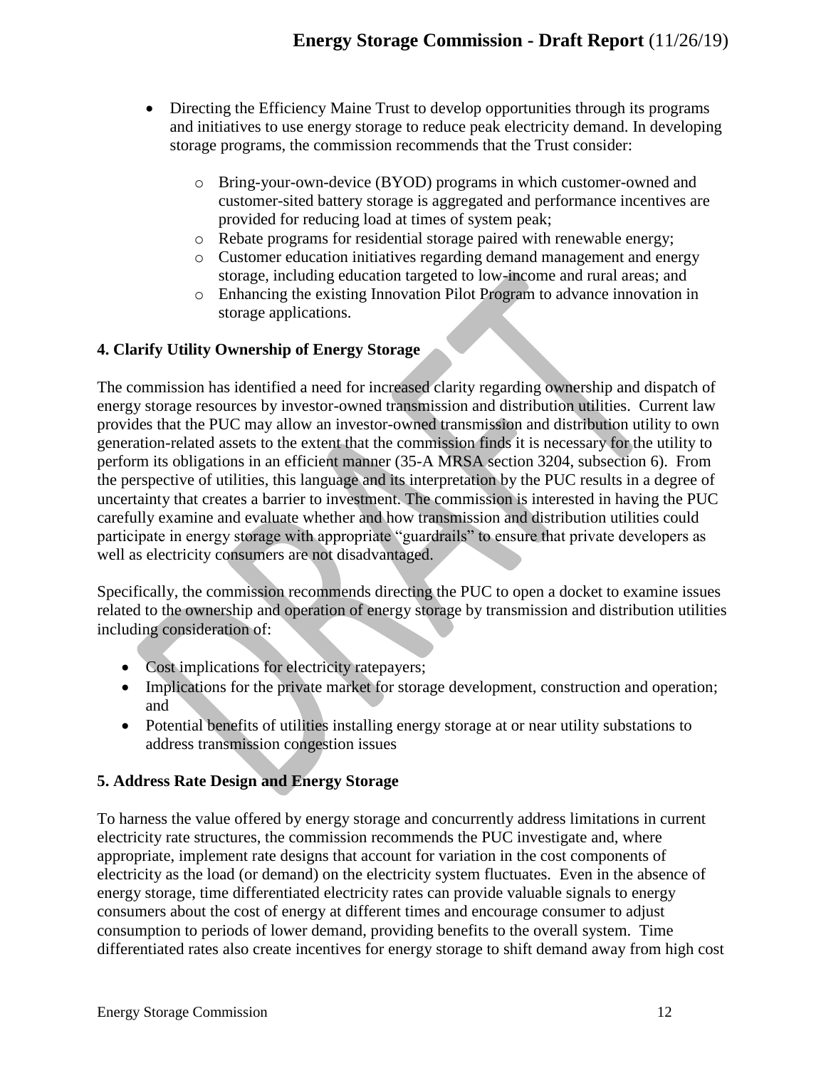- Directing the Efficiency Maine Trust to develop opportunities through its programs and initiatives to use energy storage to reduce peak electricity demand. In developing storage programs, the commission recommends that the Trust consider:
  - Bring-your-own-device (BYOD) programs in which customer-owned and customer-sited battery storage is aggregated and performance incentives are provided for reducing load at times of system peak;
  - Rebate programs for residential storage paired with renewable energy;
  - Customer education initiatives regarding demand management and energy storage, including education targeted to low-income and rural areas; and
  - Enhancing the existing Innovation Pilot Program to advance innovation in storage applications.

### 4. Clarify Utility Ownership of Energy Storage

The commission has identified a need for increased clarity regarding ownership and dispatch of energy storage resources by investor-owned transmission and distribution utilities. Current law provides that the PUC may allow an investor-owned transmission and distribution utility to own generation-related assets to the extent that the commission finds it is necessary for the utility to perform its obligations in an efficient manner (35-A MRSA section 3204, subsection 6). From the perspective of utilities, this language and its interpretation by the PUC results in a degree of uncertainty that creates a barrier to investment. The commission is interested in having the PUC carefully examine and evaluate whether and how transmission and distribution utilities could participate in energy storage with appropriate "guardrails" to ensure that private developers as well as electricity consumers are not disadvantaged.

Specifically, the commission recommends directing the PUC to open a docket to examine issues related to the ownership and operation of energy storage by transmission and distribution utilities including consideration of:

- Cost implications for electricity ratepayers;
- Implications for the private market for storage development, construction and operation; and
- Potential benefits of utilities installing energy storage at or near utility substations to address transmission congestion issues

### 5. Address Rate Design and Energy Storage

To harness the value offered by energy storage and concurrently address limitations in current electricity rate structures, the commission recommends the PUC investigate and, where appropriate, implement rate designs that account for variation in the cost components of electricity as the load (or demand) on the electricity system fluctuates. Even in the absence of energy storage, time differentiated electricity rates can provide valuable signals to energy consumers about the cost of energy at different times and encourage consumer to adjust consumption to periods of lower demand, providing benefits to the overall system. Time differentiated rates also create incentives for energy storage to shift demand away from high cost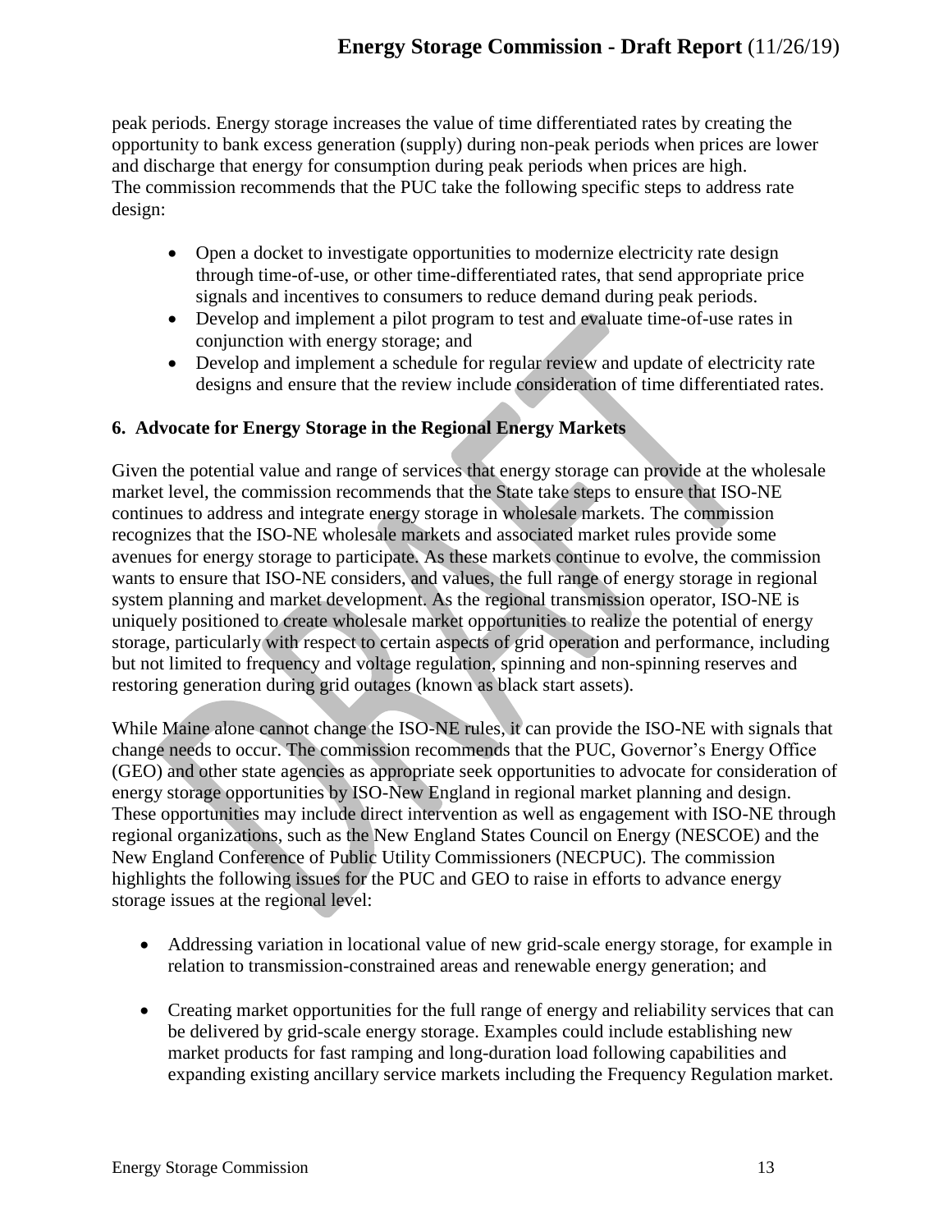peak periods. Energy storage increases the value of time differentiated rates by creating the opportunity to bank excess generation (supply) during non-peak periods when prices are lower and discharge that energy for consumption during peak periods when prices are high. The commission recommends that the PUC take the following specific steps to address rate design:

- Open a docket to investigate opportunities to modernize electricity rate design through time-of-use, or other time-differentiated rates, that send appropriate price signals and incentives to consumers to reduce demand during peak periods.
- Develop and implement a pilot program to test and evaluate time-of-use rates in conjunction with energy storage; and
- Develop and implement a schedule for regular review and update of electricity rate designs and ensure that the review include consideration of time differentiated rates.

### 6. Advocate for Energy Storage in the Regional Energy Markets

Given the potential value and range of services that energy storage can provide at the wholesale market level, the commission recommends that the State take steps to ensure that ISO-NE continues to address and integrate energy storage in wholesale markets. The commission recognizes that the ISO-NE wholesale markets and associated market rules provide some avenues for energy storage to participate. As these markets continue to evolve, the commission wants to ensure that ISO-NE considers, and values, the full range of energy storage in regional system planning and market development. As the regional transmission operator, ISO-NE is uniquely positioned to create wholesale market opportunities to realize the potential of energy storage, particularly with respect to certain aspects of grid operation and performance, including but not limited to frequency and voltage regulation, spinning and non-spinning reserves and restoring generation during grid outages (known as black start assets).

While Maine alone cannot change the ISO-NE rules, it can provide the ISO-NE with signals that change needs to occur. The commission recommends that the PUC, Governor's Energy Office (GEO) and other state agencies as appropriate seek opportunities to advocate for consideration of energy storage opportunities by ISO-New England in regional market planning and design. These opportunities may include direct intervention as well as engagement with ISO-NE through regional organizations, such as the New England States Council on Energy (NESCOE) and the New England Conference of Public Utility Commissioners (NECPUC). The commission highlights the following issues for the PUC and GEO to raise in efforts to advance energy storage issues at the regional level:

- Addressing variation in locational value of new grid-scale energy storage, for example in relation to transmission-constrained areas and renewable energy generation; and
- Creating market opportunities for the full range of energy and reliability services that can be delivered by grid-scale energy storage. Examples could include establishing new market products for fast ramping and long-duration load following capabilities and expanding existing ancillary service markets including the Frequency Regulation market.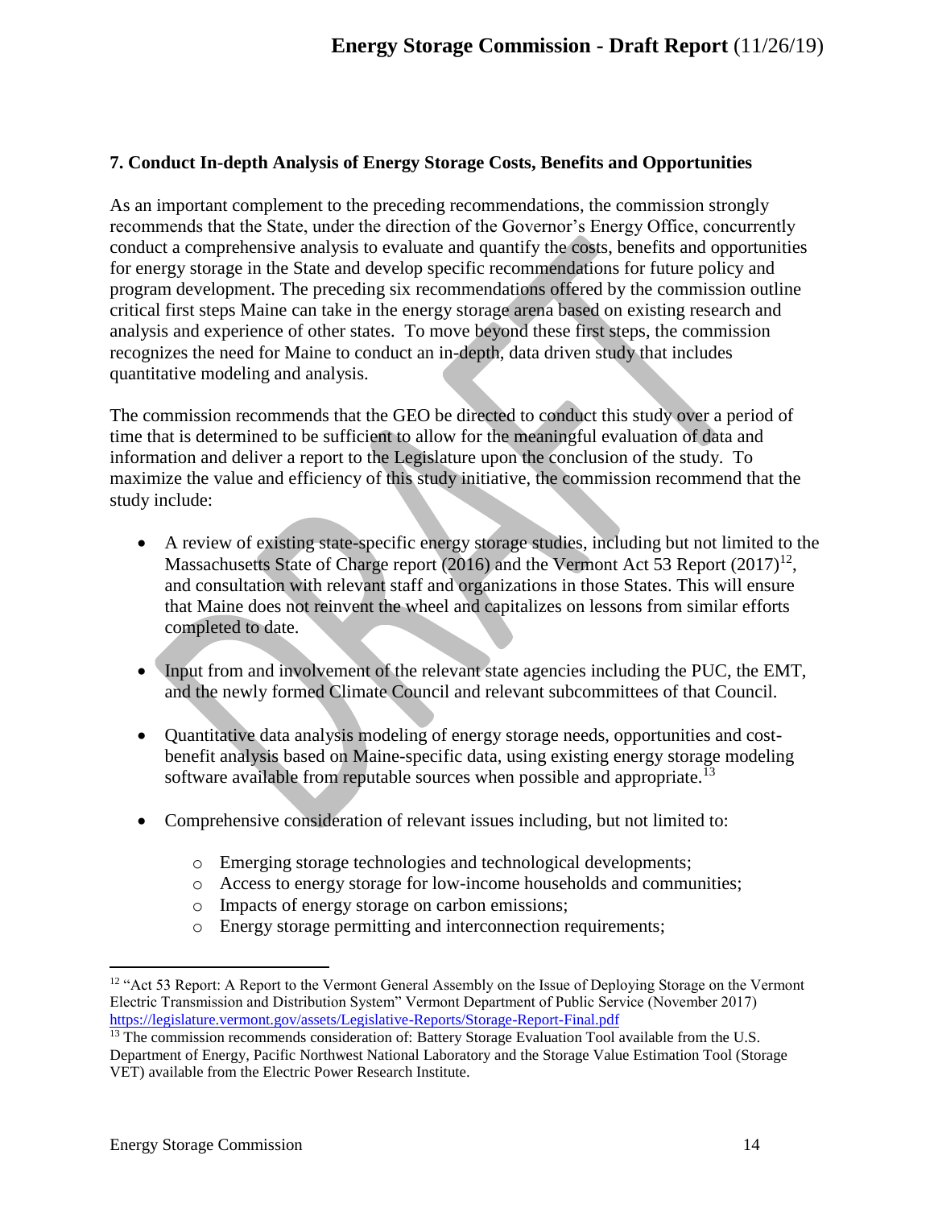### 7. Conduct In-depth Analysis of Energy Storage Costs, Benefits and Opportunities

As an important complement to the preceding recommendations, the commission strongly recommends that the State, under the direction of the Governor's Energy Office, concurrently conduct a comprehensive analysis to evaluate and quantify the costs, benefits and opportunities for energy storage in the State and develop specific recommendations for future policy and program development. The preceding six recommendations offered by the commission outline critical first steps Maine can take in the energy storage arena based on existing research and analysis and experience of other states. To move beyond these first steps, the commission recognizes the need for Maine to conduct an in-depth, data driven study that includes quantitative modeling and analysis.

The commission recommends that the GEO be directed to conduct this study over a period of time that is determined to be sufficient to allow for the meaningful evaluation of data and information and deliver a report to the Legislature upon the conclusion of the study. To maximize the value and efficiency of this study initiative, the commission recommend that the study include:

- A review of existing state-specific energy storage studies, including but not limited to the Massachusetts State of Charge report (2016) and the Vermont Act 53 Report (2017)[12], and consultation with relevant staff and organizations in those States. This will ensure that Maine does not reinvent the wheel and capitalizes on lessons from similar efforts completed to date.

- Input from and involvement of the relevant state agencies including the PUC, the EMT, and the newly formed Climate Council and relevant subcommittees of that Council.

- Quantitative data analysis modeling of energy storage needs, opportunities and cost-benefit analysis based on Maine-specific data, using existing energy storage modeling software available from reputable sources when possible and appropriate.[13]

- Comprehensive consideration of relevant issues including, but not limited to:
  - Emerging storage technologies and technological developments;
  - Access to energy storage for low-income households and communities;
  - Impacts of energy storage on carbon emissions;
  - Energy storage permitting and interconnection requirements;

---

[12] "Act 53 Report: A Report to the Vermont General Assembly on the Issue of Deploying Storage on the Vermont Electric Transmission and Distribution System" Vermont Department of Public Service (November 2017) https://legislature.vermont.gov/assets/Legislative-Reports/Storage-Report-Final.pdf

[13] The commission recommends consideration of: Battery Storage Evaluation Tool available from the U.S. Department of Energy, Pacific Northwest National Laboratory and the Storage Value Estimation Tool (Storage VET) available from the Electric Power Research Institute.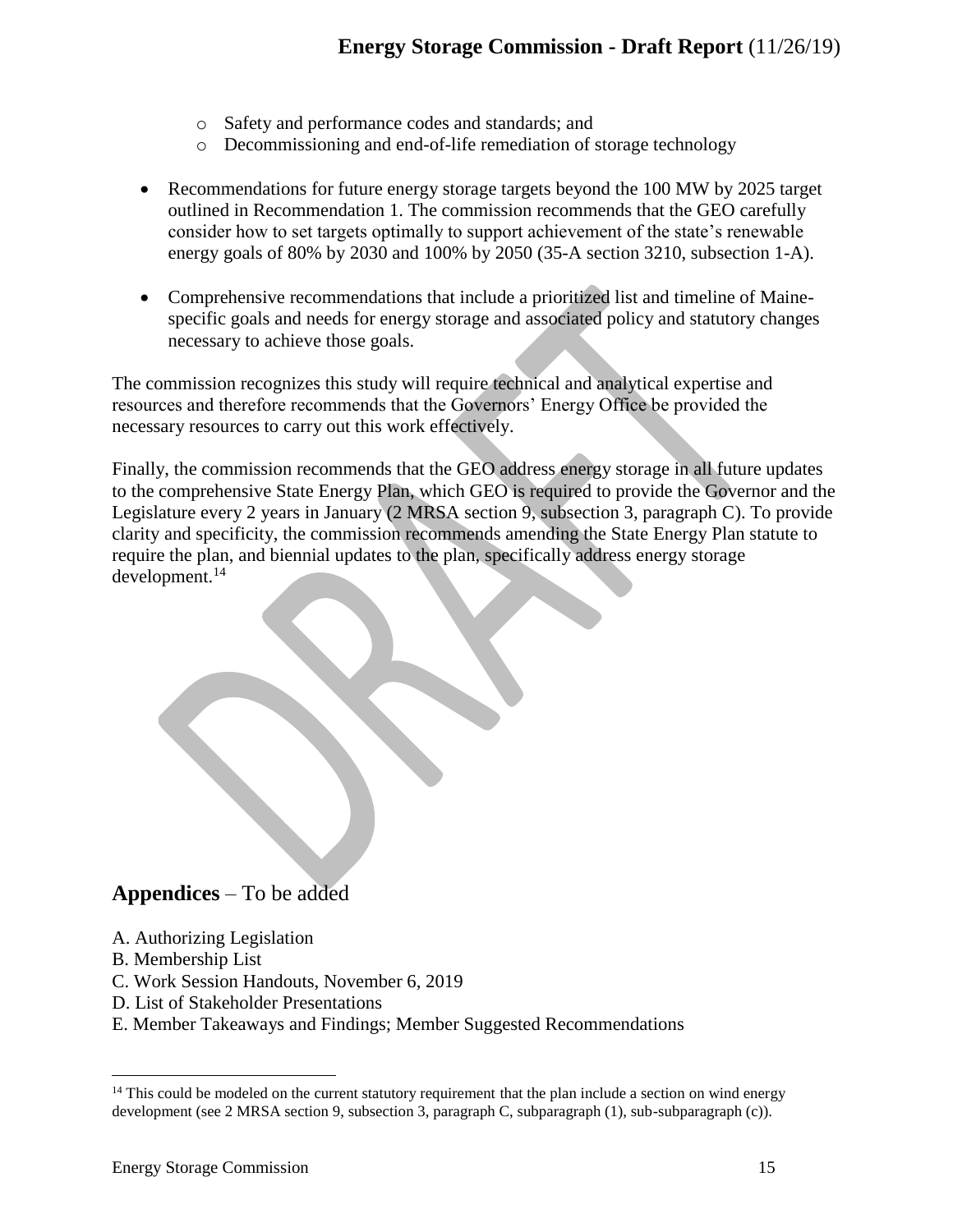- Safety and performance codes and standards; and
  - Decommissioning and end-of-life remediation of storage technology

- Recommendations for future energy storage targets beyond the 100 MW by 2025 target outlined in Recommendation 1. The commission recommends that the GEO carefully consider how to set targets optimally to support achievement of the state's renewable energy goals of 80% by 2030 and 100% by 2050 (35-A section 3210, subsection 1-A).

- Comprehensive recommendations that include a prioritized list and timeline of Maine-specific goals and needs for energy storage and associated policy and statutory changes necessary to achieve those goals.

The commission recognizes this study will require technical and analytical expertise and resources and therefore recommends that the Governors' Energy Office be provided the necessary resources to carry out this work effectively.

Finally, the commission recommends that the GEO address energy storage in all future updates to the comprehensive State Energy Plan, which GEO is required to provide the Governor and the Legislature every 2 years in January (2 MRSA section 9, subsection 3, paragraph C). To provide clarity and specificity, the commission recommends amending the State Energy Plan statute to require the plan, and biennial updates to the plan, specifically address energy storage development.[14]

## **Appendices** – To be added

A. Authorizing Legislation
B. Membership List
C. Work Session Handouts, November 6, 2019
D. List of Stakeholder Presentations
E. Member Takeaways and Findings; Member Suggested Recommendations

[14] This could be modeled on the current statutory requirement that the plan include a section on wind energy development (see 2 MRSA section 9, subsection 3, paragraph C, subparagraph (1), sub-subparagraph (c)).